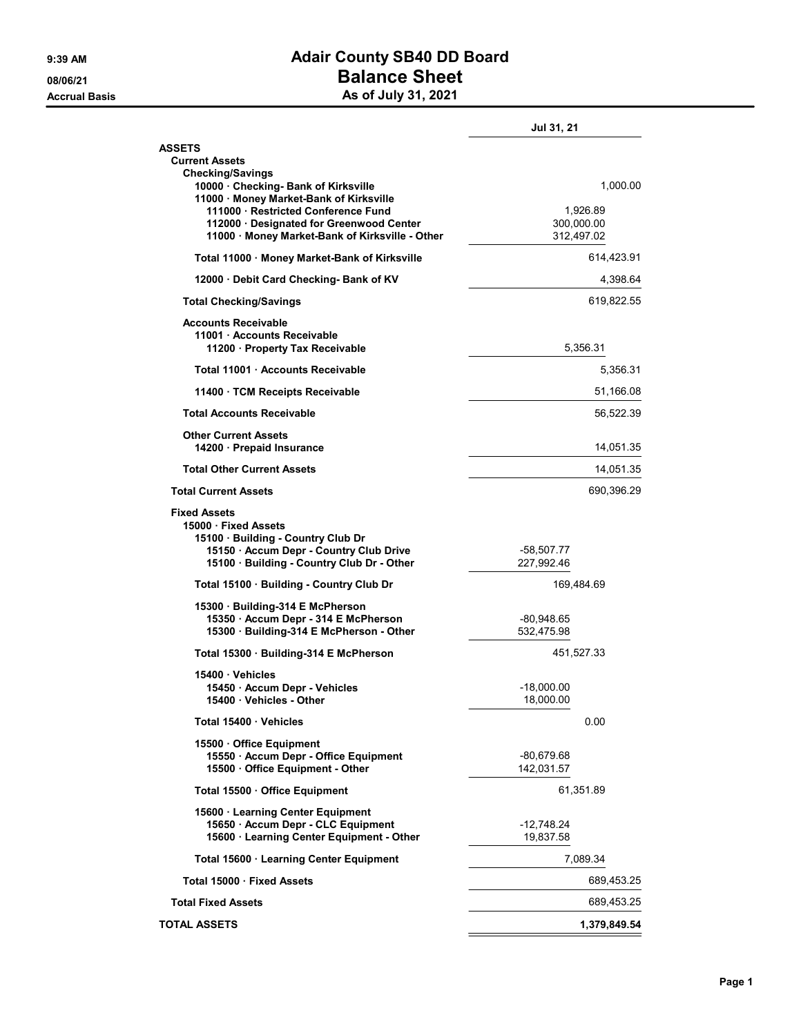# Adair County SB40 DD Board

## Balance Sheet

### As of July 31, 2021

9:39 AM
08/06/21
Accrual Basis

| | | Jul 31, 21 |
|---|---|---|
| **ASSETS** | | |
| **Current Assets** | | |
| **Checking/Savings** | | |
| 10000 · Checking- Bank of Kirksville | | 1,000.00 |
| 11000 · Money Market-Bank of Kirksville | | |
| 111000 · Restricted Conference Fund | 1,926.89 | |
| 112000 · Designated for Greenwood Center | 300,000.00 | |
| 11000 · Money Market-Bank of Kirksville - Other | 312,497.02 | |
| **Total 11000 · Money Market-Bank of Kirksville** | | 614,423.91 |
| 12000 · Debit Card Checking- Bank of KV | | 4,398.64 |
| **Total Checking/Savings** | | 619,822.55 |
| **Accounts Receivable** | | |
| 11001 · Accounts Receivable | | |
| 11200 · Property Tax Receivable | 5,356.31 | |
| **Total 11001 · Accounts Receivable** | | 5,356.31 |
| 11400 · TCM Receipts Receivable | | 51,166.08 |
| **Total Accounts Receivable** | | 56,522.39 |
| **Other Current Assets** | | |
| 14200 · Prepaid Insurance | | 14,051.35 |
| **Total Other Current Assets** | | 14,051.35 |
| **Total Current Assets** | | 690,396.29 |
| **Fixed Assets** | | |
| 15000 · Fixed Assets | | |
| 15100 · Building - Country Club Dr | | |
| 15150 · Accum Depr - Country Club Drive | -58,507.77 | |
| 15100 · Building - Country Club Dr - Other | 227,992.46 | |
| **Total 15100 · Building - Country Club Dr** | 169,484.69 | |
| 15300 · Building-314 E McPherson | | |
| 15350 · Accum Depr - 314 E McPherson | -80,948.65 | |
| 15300 · Building-314 E McPherson - Other | 532,475.98 | |
| **Total 15300 · Building-314 E McPherson** | 451,527.33 | |
| 15400 · Vehicles | | |
| 15450 · Accum Depr - Vehicles | -18,000.00 | |
| 15400 · Vehicles - Other | 18,000.00 | |
| **Total 15400 · Vehicles** | 0.00 | |
| 15500 · Office Equipment | | |
| 15550 · Accum Depr - Office Equipment | -80,679.68 | |
| 15500 · Office Equipment - Other | 142,031.57 | |
| **Total 15500 · Office Equipment** | 61,351.89 | |
| 15600 · Learning Center Equipment | | |
| 15650 · Accum Depr - CLC Equipment | -12,748.24 | |
| 15600 · Learning Center Equipment - Other | 19,837.58 | |
| **Total 15600 · Learning Center Equipment** | 7,089.34 | |
| **Total 15000 · Fixed Assets** | | 689,453.25 |
| **Total Fixed Assets** | | 689,453.25 |
| **TOTAL ASSETS** | | **1,379,849.54** |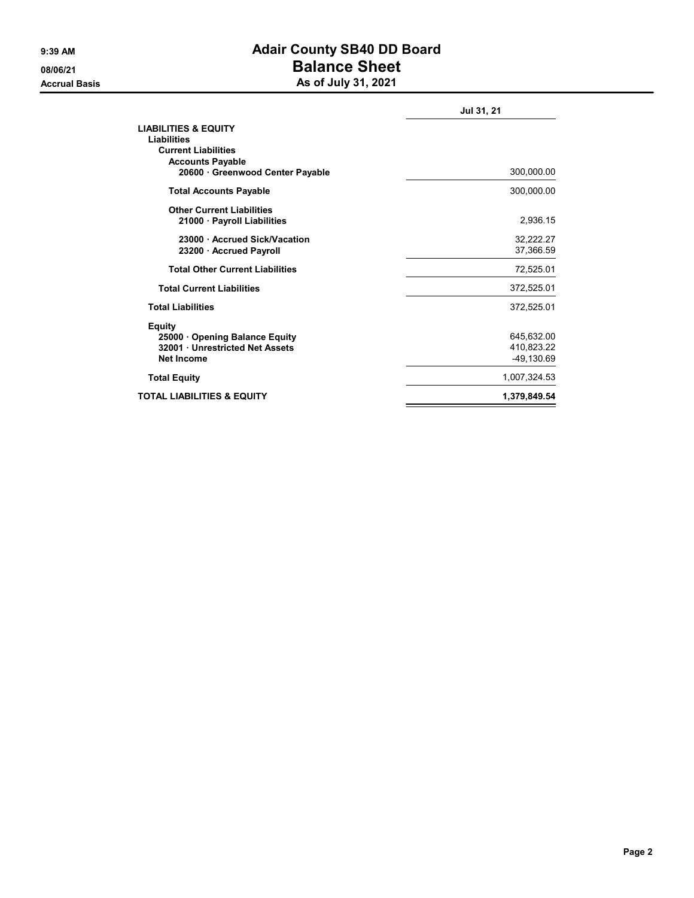# Adair County SB40 DD Board

## Balance Sheet

### As of July 31, 2021

9:39 AM
08/06/21
Accrual Basis

| | Jul 31, 21 |
|---|---|
| **LIABILITIES & EQUITY** | |
| **Liabilities** | |
| **Current Liabilities** | |
| **Accounts Payable** | |
| **20600 · Greenwood Center Payable** | 300,000.00 |
| **Total Accounts Payable** | 300,000.00 |
| **Other Current Liabilities** | |
| **21000 · Payroll Liabilities** | 2,936.15 |
| **23000 · Accrued Sick/Vacation** | 32,222.27 |
| **23200 · Accrued Payroll** | 37,366.59 |
| **Total Other Current Liabilities** | 72,525.01 |
| **Total Current Liabilities** | 372,525.01 |
| **Total Liabilities** | 372,525.01 |
| **Equity** | |
| **25000 · Opening Balance Equity** | 645,632.00 |
| **32001 · Unrestricted Net Assets** | 410,823.22 |
| **Net Income** | -49,130.69 |
| **Total Equity** | 1,007,324.53 |
| **TOTAL LIABILITIES & EQUITY** | **1,379,849.54** |